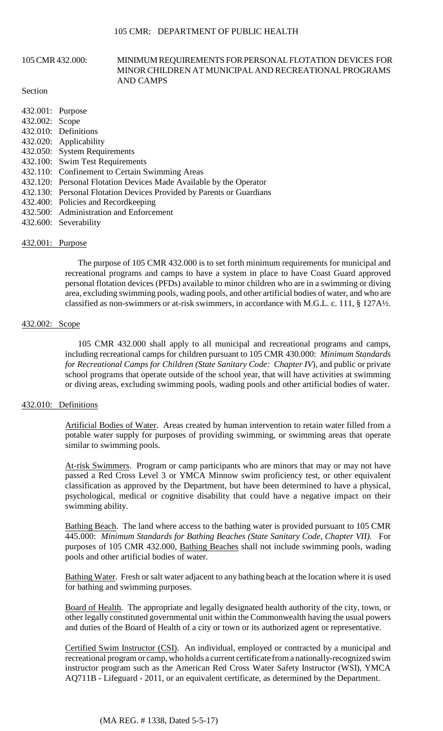# 105 CMR 432.000: MINIMUM REQUIREMENTS FOR PERSONAL FLOTATION DEVICES FOR MINOR CHILDREN AT MUNICIPAL AND RECREATIONAL PROGRAMS AND CAMPS

Section

432.001: Purpose
432.002: Scope
432.010: Definitions
432.020: Applicability
432.050: System Requirements
432.100: Swim Test Requirements
432.110: Confinement to Certain Swimming Areas
432.120: Personal Flotation Devices Made Available by the Operator
432.130: Personal Flotation Devices Provided by Parents or Guardians
432.400: Policies and Recordkeeping
432.500: Administration and Enforcement
432.600: Severability

## 432.001: Purpose

The purpose of 105 CMR 432.000 is to set forth minimum requirements for municipal and recreational programs and camps to have a system in place to have Coast Guard approved personal flotation devices (PFDs) available to minor children who are in a swimming or diving area, excluding swimming pools, wading pools, and other artificial bodies of water, and who are classified as non-swimmers or at-risk swimmers, in accordance with M.G.L. c. 111, § 127A½.

## 432.002: Scope

105 CMR 432.000 shall apply to all municipal and recreational programs and camps, including recreational camps for children pursuant to 105 CMR 430.000: *Minimum Standards for Recreational Camps for Children (State Sanitary Code: Chapter IV)*, and public or private school programs that operate outside of the school year, that will have activities at swimming or diving areas, excluding swimming pools, wading pools and other artificial bodies of water.

## 432.010: Definitions

Artificial Bodies of Water. Areas created by human intervention to retain water filled from a potable water supply for purposes of providing swimming, or swimming areas that operate similar to swimming pools.

At-risk Swimmers. Program or camp participants who are minors that may or may not have passed a Red Cross Level 3 or YMCA Minnow swim proficiency test, or other equivalent classification as approved by the Department, but have been determined to have a physical, psychological, medical or cognitive disability that could have a negative impact on their swimming ability.

Bathing Beach. The land where access to the bathing water is provided pursuant to 105 CMR 445.000: *Minimum Standards for Bathing Beaches (State Sanitary Code, Chapter VII).* For purposes of 105 CMR 432.000, Bathing Beaches shall not include swimming pools, wading pools and other artificial bodies of water.

Bathing Water. Fresh or salt water adjacent to any bathing beach at the location where it is used for bathing and swimming purposes.

Board of Health. The appropriate and legally designated health authority of the city, town, or other legally constituted governmental unit within the Commonwealth having the usual powers and duties of the Board of Health of a city or town or its authorized agent or representative.

Certified Swim Instructor (CSI). An individual, employed or contracted by a municipal and recreational program or camp, who holds a current certificate from a nationally-recognized swim instructor program such as the American Red Cross Water Safety Instructor (WSI), YMCA AQ711B - Lifeguard - 2011, or an equivalent certificate, as determined by the Department.

(MA REG. # 1338, Dated 5-5-17)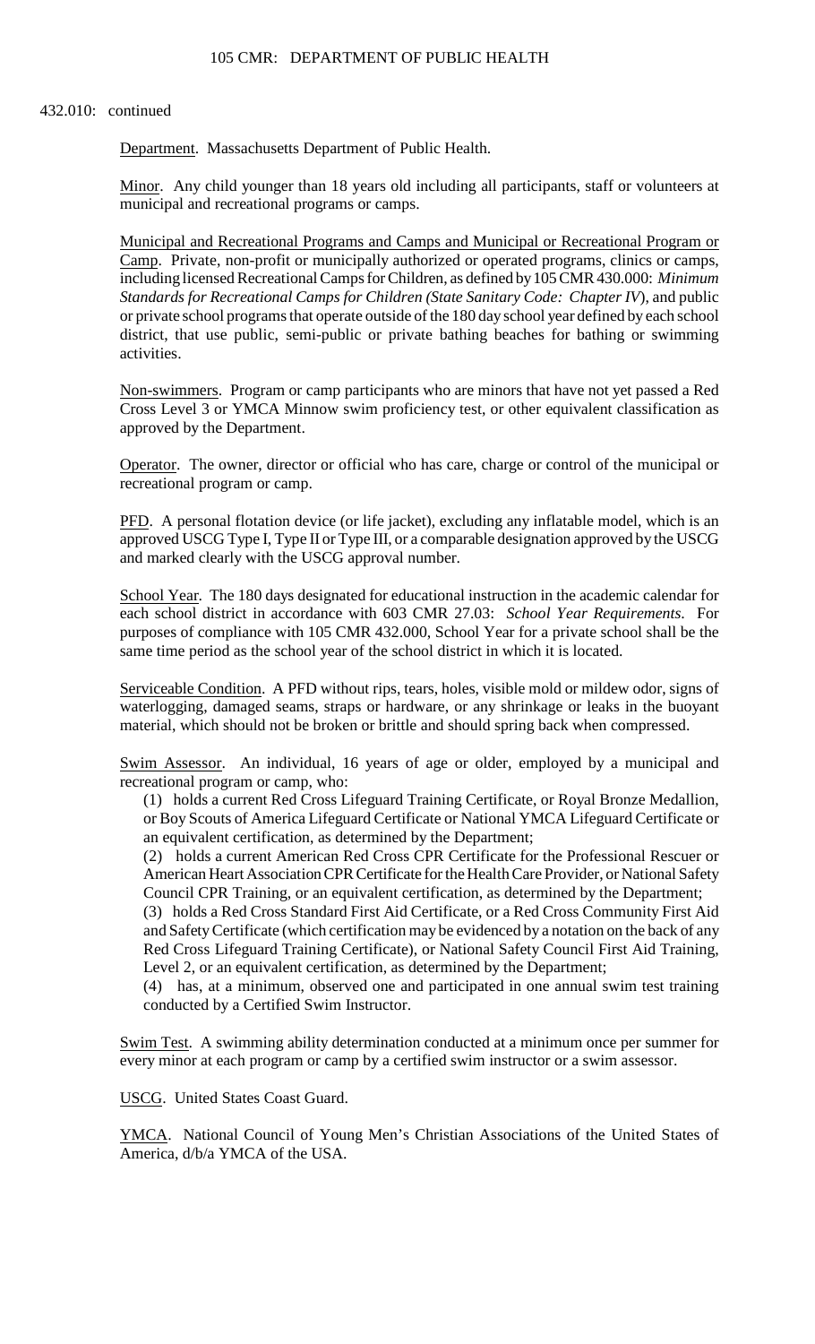432.010: continued

Department. Massachusetts Department of Public Health.

Minor. Any child younger than 18 years old including all participants, staff or volunteers at municipal and recreational programs or camps.

Municipal and Recreational Programs and Camps and Municipal or Recreational Program or Camp. Private, non-profit or municipally authorized or operated programs, clinics or camps, including licensed Recreational Camps for Children, as defined by 105 CMR 430.000: *Minimum Standards for Recreational Camps for Children (State Sanitary Code: Chapter IV)*, and public or private school programs that operate outside of the 180 day school year defined by each school district, that use public, semi-public or private bathing beaches for bathing or swimming activities.

Non-swimmers. Program or camp participants who are minors that have not yet passed a Red Cross Level 3 or YMCA Minnow swim proficiency test, or other equivalent classification as approved by the Department.

Operator. The owner, director or official who has care, charge or control of the municipal or recreational program or camp.

PFD. A personal flotation device (or life jacket), excluding any inflatable model, which is an approved USCG Type I, Type II or Type III, or a comparable designation approved by the USCG and marked clearly with the USCG approval number.

School Year. The 180 days designated for educational instruction in the academic calendar for each school district in accordance with 603 CMR 27.03: *School Year Requirements*. For purposes of compliance with 105 CMR 432.000, School Year for a private school shall be the same time period as the school year of the school district in which it is located.

Serviceable Condition. A PFD without rips, tears, holes, visible mold or mildew odor, signs of waterlogging, damaged seams, straps or hardware, or any shrinkage or leaks in the buoyant material, which should not be broken or brittle and should spring back when compressed.

Swim Assessor. An individual, 16 years of age or older, employed by a municipal and recreational program or camp, who:

(1) holds a current Red Cross Lifeguard Training Certificate, or Royal Bronze Medallion, or Boy Scouts of America Lifeguard Certificate or National YMCA Lifeguard Certificate or an equivalent certification, as determined by the Department;

(2) holds a current American Red Cross CPR Certificate for the Professional Rescuer or American Heart Association CPR Certificate for the Health Care Provider, or National Safety Council CPR Training, or an equivalent certification, as determined by the Department;

(3) holds a Red Cross Standard First Aid Certificate, or a Red Cross Community First Aid and Safety Certificate (which certification may be evidenced by a notation on the back of any Red Cross Lifeguard Training Certificate), or National Safety Council First Aid Training, Level 2, or an equivalent certification, as determined by the Department;

(4) has, at a minimum, observed one and participated in one annual swim test training conducted by a Certified Swim Instructor.

Swim Test. A swimming ability determination conducted at a minimum once per summer for every minor at each program or camp by a certified swim instructor or a swim assessor.

USCG. United States Coast Guard.

YMCA. National Council of Young Men's Christian Associations of the United States of America, d/b/a YMCA of the USA.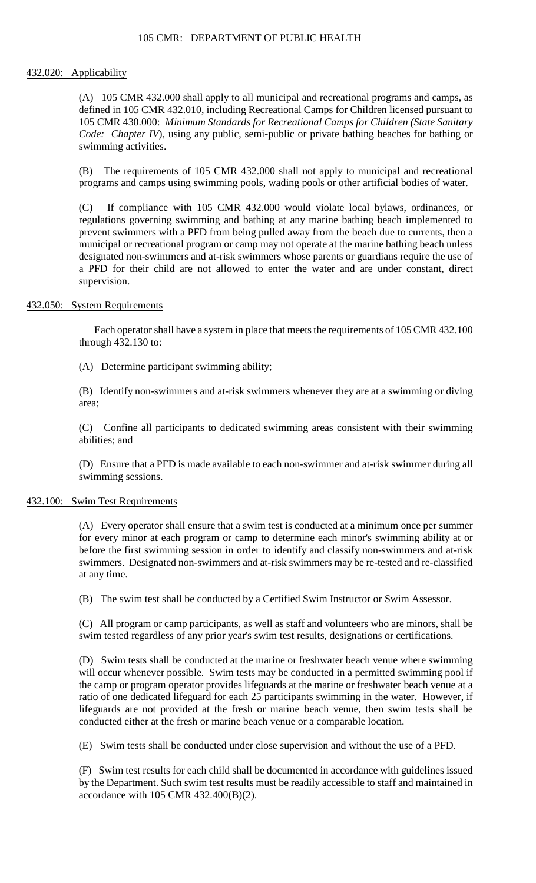## 432.020: Applicability

(A) 105 CMR 432.000 shall apply to all municipal and recreational programs and camps, as defined in 105 CMR 432.010, including Recreational Camps for Children licensed pursuant to 105 CMR 430.000: *Minimum Standards for Recreational Camps for Children (State Sanitary Code: Chapter IV)*, using any public, semi-public or private bathing beaches for bathing or swimming activities.

(B) The requirements of 105 CMR 432.000 shall not apply to municipal and recreational programs and camps using swimming pools, wading pools or other artificial bodies of water.

(C) If compliance with 105 CMR 432.000 would violate local bylaws, ordinances, or regulations governing swimming and bathing at any marine bathing beach implemented to prevent swimmers with a PFD from being pulled away from the beach due to currents, then a municipal or recreational program or camp may not operate at the marine bathing beach unless designated non-swimmers and at-risk swimmers whose parents or guardians require the use of a PFD for their child are not allowed to enter the water and are under constant, direct supervision.

## 432.050: System Requirements

Each operator shall have a system in place that meets the requirements of 105 CMR 432.100 through 432.130 to:

(A) Determine participant swimming ability;

(B) Identify non-swimmers and at-risk swimmers whenever they are at a swimming or diving area;

(C) Confine all participants to dedicated swimming areas consistent with their swimming abilities; and

(D) Ensure that a PFD is made available to each non-swimmer and at-risk swimmer during all swimming sessions.

## 432.100: Swim Test Requirements

(A) Every operator shall ensure that a swim test is conducted at a minimum once per summer for every minor at each program or camp to determine each minor's swimming ability at or before the first swimming session in order to identify and classify non-swimmers and at-risk swimmers. Designated non-swimmers and at-risk swimmers may be re-tested and re-classified at any time.

(B) The swim test shall be conducted by a Certified Swim Instructor or Swim Assessor.

(C) All program or camp participants, as well as staff and volunteers who are minors, shall be swim tested regardless of any prior year's swim test results, designations or certifications.

(D) Swim tests shall be conducted at the marine or freshwater beach venue where swimming will occur whenever possible. Swim tests may be conducted in a permitted swimming pool if the camp or program operator provides lifeguards at the marine or freshwater beach venue at a ratio of one dedicated lifeguard for each 25 participants swimming in the water. However, if lifeguards are not provided at the fresh or marine beach venue, then swim tests shall be conducted either at the fresh or marine beach venue or a comparable location.

(E) Swim tests shall be conducted under close supervision and without the use of a PFD.

(F) Swim test results for each child shall be documented in accordance with guidelines issued by the Department. Such swim test results must be readily accessible to staff and maintained in accordance with 105 CMR 432.400(B)(2).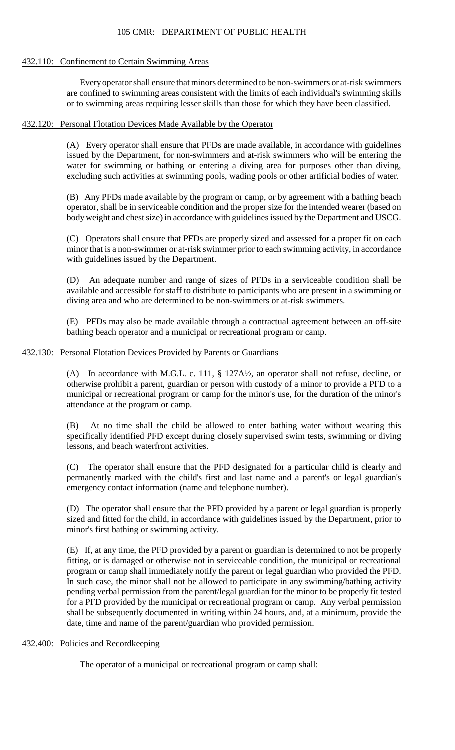### 432.110: Confinement to Certain Swimming Areas

Every operator shall ensure that minors determined to be non-swimmers or at-risk swimmers are confined to swimming areas consistent with the limits of each individual's swimming skills or to swimming areas requiring lesser skills than those for which they have been classified.

### 432.120: Personal Flotation Devices Made Available by the Operator

(A) Every operator shall ensure that PFDs are made available, in accordance with guidelines issued by the Department, for non-swimmers and at-risk swimmers who will be entering the water for swimming or bathing or entering a diving area for purposes other than diving, excluding such activities at swimming pools, wading pools or other artificial bodies of water.

(B) Any PFDs made available by the program or camp, or by agreement with a bathing beach operator, shall be in serviceable condition and the proper size for the intended wearer (based on body weight and chest size) in accordance with guidelines issued by the Department and USCG.

(C) Operators shall ensure that PFDs are properly sized and assessed for a proper fit on each minor that is a non-swimmer or at-risk swimmer prior to each swimming activity, in accordance with guidelines issued by the Department.

(D) An adequate number and range of sizes of PFDs in a serviceable condition shall be available and accessible for staff to distribute to participants who are present in a swimming or diving area and who are determined to be non-swimmers or at-risk swimmers.

(E) PFDs may also be made available through a contractual agreement between an off-site bathing beach operator and a municipal or recreational program or camp.

### 432.130: Personal Flotation Devices Provided by Parents or Guardians

(A) In accordance with M.G.L. c. 111, § 127A½, an operator shall not refuse, decline, or otherwise prohibit a parent, guardian or person with custody of a minor to provide a PFD to a municipal or recreational program or camp for the minor's use, for the duration of the minor's attendance at the program or camp.

(B) At no time shall the child be allowed to enter bathing water without wearing this specifically identified PFD except during closely supervised swim tests, swimming or diving lessons, and beach waterfront activities.

(C) The operator shall ensure that the PFD designated for a particular child is clearly and permanently marked with the child's first and last name and a parent's or legal guardian's emergency contact information (name and telephone number).

(D) The operator shall ensure that the PFD provided by a parent or legal guardian is properly sized and fitted for the child, in accordance with guidelines issued by the Department, prior to minor's first bathing or swimming activity.

(E) If, at any time, the PFD provided by a parent or guardian is determined to not be properly fitting, or is damaged or otherwise not in serviceable condition, the municipal or recreational program or camp shall immediately notify the parent or legal guardian who provided the PFD. In such case, the minor shall not be allowed to participate in any swimming/bathing activity pending verbal permission from the parent/legal guardian for the minor to be properly fit tested for a PFD provided by the municipal or recreational program or camp. Any verbal permission shall be subsequently documented in writing within 24 hours, and, at a minimum, provide the date, time and name of the parent/guardian who provided permission.

### 432.400: Policies and Recordkeeping

The operator of a municipal or recreational program or camp shall: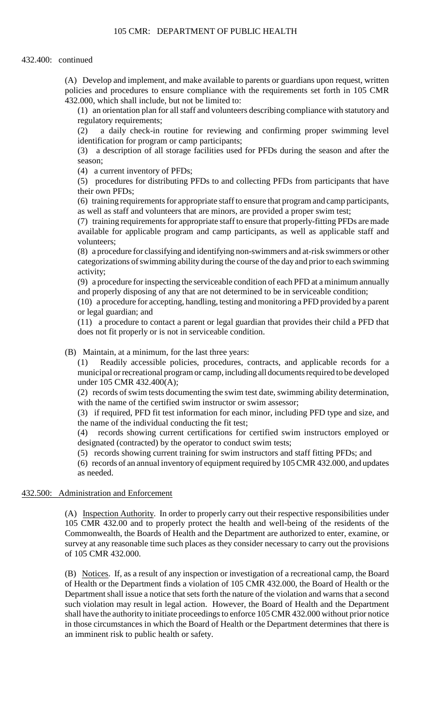432.400: continued

(A) Develop and implement, and make available to parents or guardians upon request, written policies and procedures to ensure compliance with the requirements set forth in 105 CMR 432.000, which shall include, but not be limited to:

(1) an orientation plan for all staff and volunteers describing compliance with statutory and regulatory requirements;

(2) a daily check-in routine for reviewing and confirming proper swimming level identification for program or camp participants;

(3) a description of all storage facilities used for PFDs during the season and after the season;

(4) a current inventory of PFDs;

(5) procedures for distributing PFDs to and collecting PFDs from participants that have their own PFDs;

(6) training requirements for appropriate staff to ensure that program and camp participants, as well as staff and volunteers that are minors, are provided a proper swim test;

(7) training requirements for appropriate staff to ensure that properly-fitting PFDs are made available for applicable program and camp participants, as well as applicable staff and volunteers;

(8) a procedure for classifying and identifying non-swimmers and at-risk swimmers or other categorizations of swimming ability during the course of the day and prior to each swimming activity;

(9) a procedure for inspecting the serviceable condition of each PFD at a minimum annually and properly disposing of any that are not determined to be in serviceable condition;

(10) a procedure for accepting, handling, testing and monitoring a PFD provided by a parent or legal guardian; and

(11) a procedure to contact a parent or legal guardian that provides their child a PFD that does not fit properly or is not in serviceable condition.

(B) Maintain, at a minimum, for the last three years:

(1) Readily accessible policies, procedures, contracts, and applicable records for a municipal or recreational program or camp, including all documents required to be developed under 105 CMR 432.400(A);

(2) records of swim tests documenting the swim test date, swimming ability determination, with the name of the certified swim instructor or swim assessor;

(3) if required, PFD fit test information for each minor, including PFD type and size, and the name of the individual conducting the fit test;

(4) records showing current certifications for certified swim instructors employed or designated (contracted) by the operator to conduct swim tests;

(5) records showing current training for swim instructors and staff fitting PFDs; and

(6) records of an annual inventory of equipment required by 105 CMR 432.000, and updates as needed.

## 432.500: Administration and Enforcement

(A) Inspection Authority. In order to properly carry out their respective responsibilities under 105 CMR 432.00 and to properly protect the health and well-being of the residents of the Commonwealth, the Boards of Health and the Department are authorized to enter, examine, or survey at any reasonable time such places as they consider necessary to carry out the provisions of 105 CMR 432.000.

(B) Notices. If, as a result of any inspection or investigation of a recreational camp, the Board of Health or the Department finds a violation of 105 CMR 432.000, the Board of Health or the Department shall issue a notice that sets forth the nature of the violation and warns that a second such violation may result in legal action. However, the Board of Health and the Department shall have the authority to initiate proceedings to enforce 105 CMR 432.000 without prior notice in those circumstances in which the Board of Health or the Department determines that there is an imminent risk to public health or safety.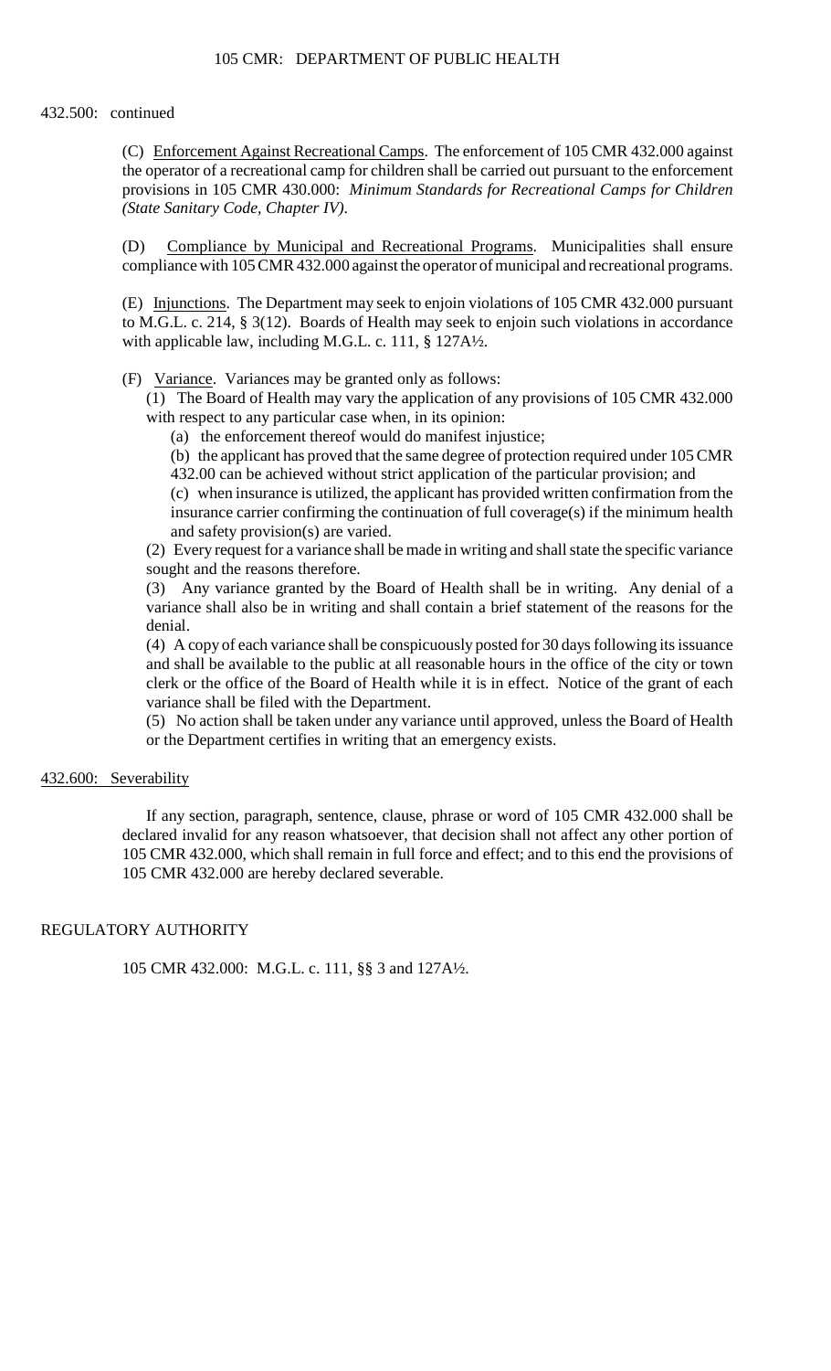432.500: continued

(C) Enforcement Against Recreational Camps. The enforcement of 105 CMR 432.000 against the operator of a recreational camp for children shall be carried out pursuant to the enforcement provisions in 105 CMR 430.000: *Minimum Standards for Recreational Camps for Children (State Sanitary Code, Chapter IV)*.

(D) Compliance by Municipal and Recreational Programs. Municipalities shall ensure compliance with 105 CMR 432.000 against the operator of municipal and recreational programs.

(E) Injunctions. The Department may seek to enjoin violations of 105 CMR 432.000 pursuant to M.G.L. c. 214, § 3(12). Boards of Health may seek to enjoin such violations in accordance with applicable law, including M.G.L. c. 111, § 127A½.

(F) Variance. Variances may be granted only as follows:

(1) The Board of Health may vary the application of any provisions of 105 CMR 432.000 with respect to any particular case when, in its opinion:

(a) the enforcement thereof would do manifest injustice;

(b) the applicant has proved that the same degree of protection required under 105 CMR 432.00 can be achieved without strict application of the particular provision; and

(c) when insurance is utilized, the applicant has provided written confirmation from the insurance carrier confirming the continuation of full coverage(s) if the minimum health and safety provision(s) are varied.

(2) Every request for a variance shall be made in writing and shall state the specific variance sought and the reasons therefore.

(3) Any variance granted by the Board of Health shall be in writing. Any denial of a variance shall also be in writing and shall contain a brief statement of the reasons for the denial.

(4) A copy of each variance shall be conspicuously posted for 30 days following its issuance and shall be available to the public at all reasonable hours in the office of the city or town clerk or the office of the Board of Health while it is in effect. Notice of the grant of each variance shall be filed with the Department.

(5) No action shall be taken under any variance until approved, unless the Board of Health or the Department certifies in writing that an emergency exists.

## 432.600: Severability

If any section, paragraph, sentence, clause, phrase or word of 105 CMR 432.000 shall be declared invalid for any reason whatsoever, that decision shall not affect any other portion of 105 CMR 432.000, which shall remain in full force and effect; and to this end the provisions of 105 CMR 432.000 are hereby declared severable.

## REGULATORY AUTHORITY

105 CMR 432.000: M.G.L. c. 111, §§ 3 and 127A½.